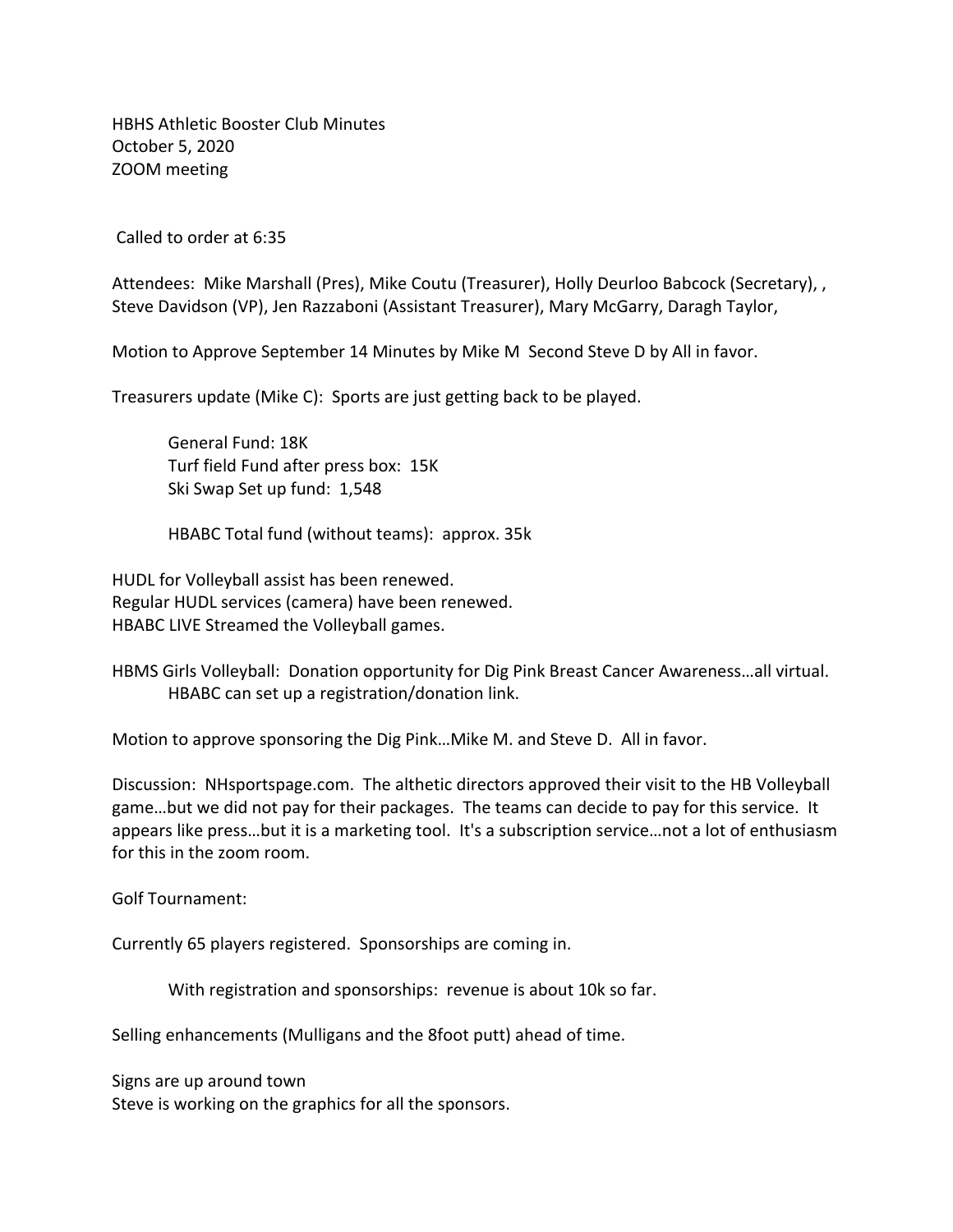HBHS Athletic Booster Club Minutes
October 5, 2020
ZOOM meeting

Called to order at 6:35

Attendees: Mike Marshall (Pres), Mike Coutu (Treasurer), Holly Deurloo Babcock (Secretary), , Steve Davidson (VP), Jen Razzaboni (Assistant Treasurer), Mary McGarry, Daragh Taylor,

Motion to Approve September 14 Minutes by Mike M Second Steve D by All in favor.

Treasurers update (Mike C): Sports are just getting back to be played.

> General Fund: 18K
> Turf field Fund after press box: 15K
> Ski Swap Set up fund: 1,548
>
> HBABC Total fund (without teams): approx. 35k

HUDL for Volleyball assist has been renewed.
Regular HUDL services (camera) have been renewed.
HBABC LIVE Streamed the Volleyball games.

HBMS Girls Volleyball: Donation opportunity for Dig Pink Breast Cancer Awareness…all virtual.
> HBABC can set up a registration/donation link.

Motion to approve sponsoring the Dig Pink…Mike M. and Steve D. All in favor.

Discussion: NHsportspage.com. The althetic directors approved their visit to the HB Volleyball game…but we did not pay for their packages. The teams can decide to pay for this service. It appears like press…but it is a marketing tool. It's a subscription service…not a lot of enthusiasm for this in the zoom room.

Golf Tournament:

Currently 65 players registered. Sponsorships are coming in.

> With registration and sponsorships: revenue is about 10k so far.

Selling enhancements (Mulligans and the 8foot putt) ahead of time.

Signs are up around town
Steve is working on the graphics for all the sponsors.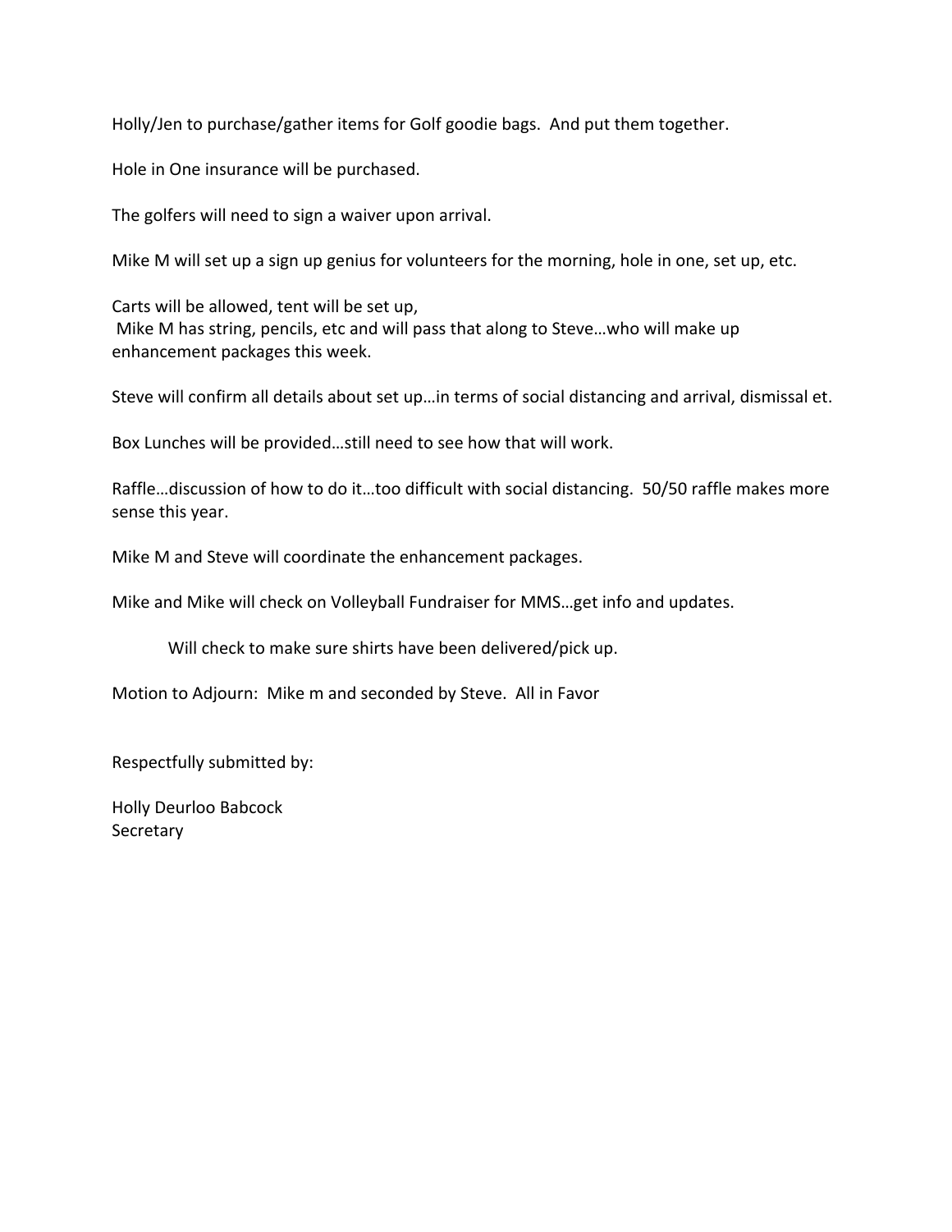Holly/Jen to purchase/gather items for Golf goodie bags. And put them together.

Hole in One insurance will be purchased.

The golfers will need to sign a waiver upon arrival.

Mike M will set up a sign up genius for volunteers for the morning, hole in one, set up, etc.

Carts will be allowed, tent will be set up,
Mike M has string, pencils, etc and will pass that along to Steve…who will make up enhancement packages this week.

Steve will confirm all details about set up…in terms of social distancing and arrival, dismissal et.

Box Lunches will be provided…still need to see how that will work.

Raffle…discussion of how to do it…too difficult with social distancing. 50/50 raffle makes more sense this year.

Mike M and Steve will coordinate the enhancement packages.

Mike and Mike will check on Volleyball Fundraiser for MMS…get info and updates.

Will check to make sure shirts have been delivered/pick up.

Motion to Adjourn: Mike m and seconded by Steve. All in Favor

Respectfully submitted by:

Holly Deurloo Babcock
Secretary